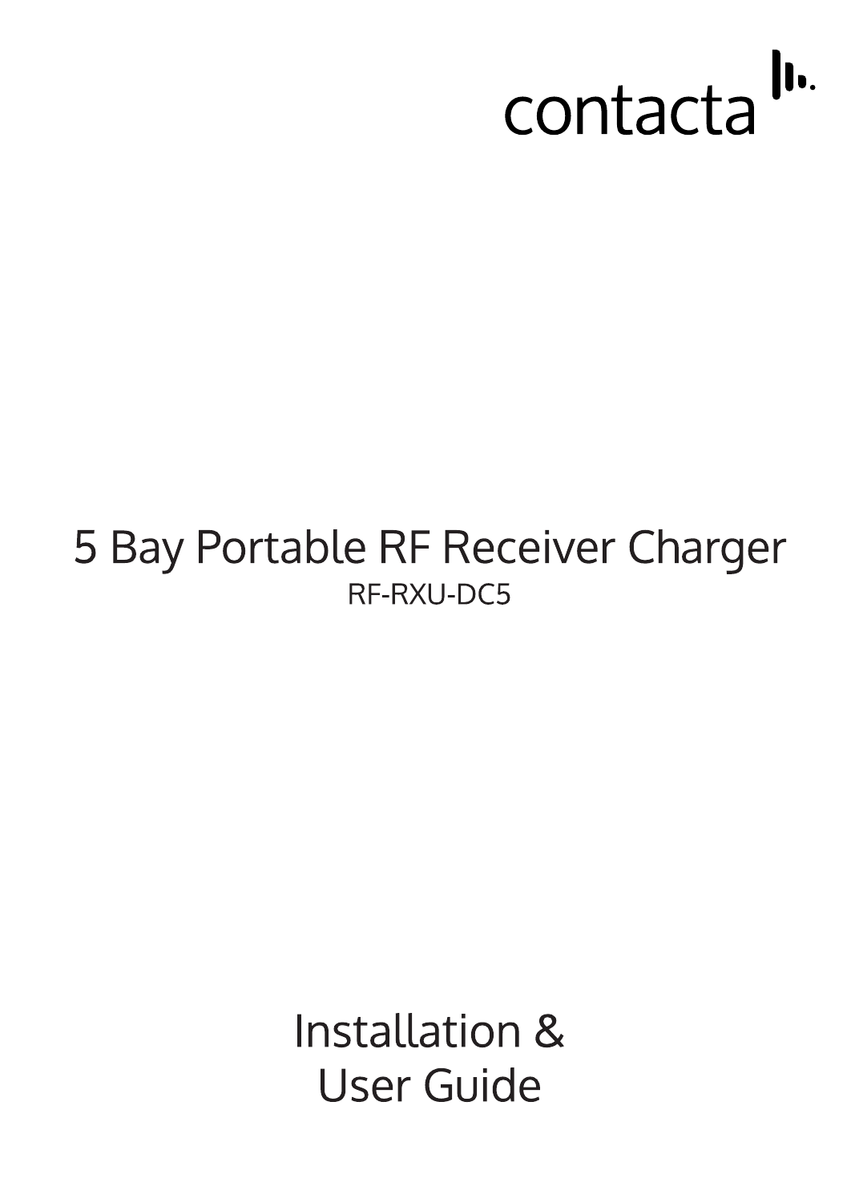contacta

# 5 Bay Portable RF Receiver Charger

RF-RXU-DC5

## Installation & User Guide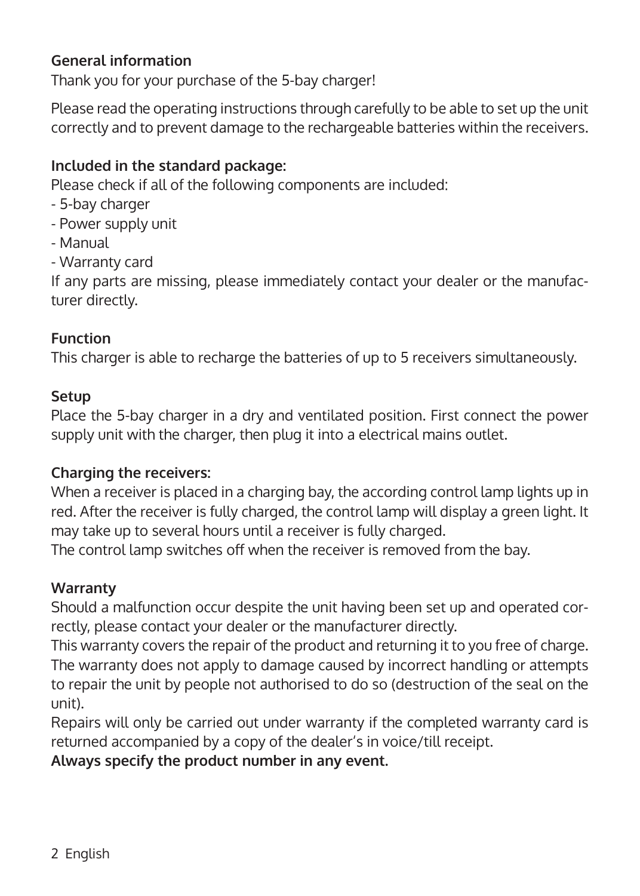## General information

Thank you for your purchase of the 5-bay charger!

Please read the operating instructions through carefully to be able to set up the unit correctly and to prevent damage to the rechargeable batteries within the receivers.

## Included in the standard package:

Please check if all of the following components are included:

- 5-bay charger
- Power supply unit
- Manual
- Warranty card

If any parts are missing, please immediately contact your dealer or the manufacturer directly.

## Function

This charger is able to recharge the batteries of up to 5 receivers simultaneously.

## Setup

Place the 5-bay charger in a dry and ventilated position. First connect the power supply unit with the charger, then plug it into a electrical mains outlet.

## Charging the receivers:

When a receiver is placed in a charging bay, the according control lamp lights up in red. After the receiver is fully charged, the control lamp will display a green light. It may take up to several hours until a receiver is fully charged.
The control lamp switches off when the receiver is removed from the bay.

## Warranty

Should a malfunction occur despite the unit having been set up and operated correctly, please contact your dealer or the manufacturer directly.
This warranty covers the repair of the product and returning it to you free of charge. The warranty does not apply to damage caused by incorrect handling or attempts to repair the unit by people not authorised to do so (destruction of the seal on the unit).
Repairs will only be carried out under warranty if the completed warranty card is returned accompanied by a copy of the dealer's in voice/till receipt.
**Always specify the product number in any event.**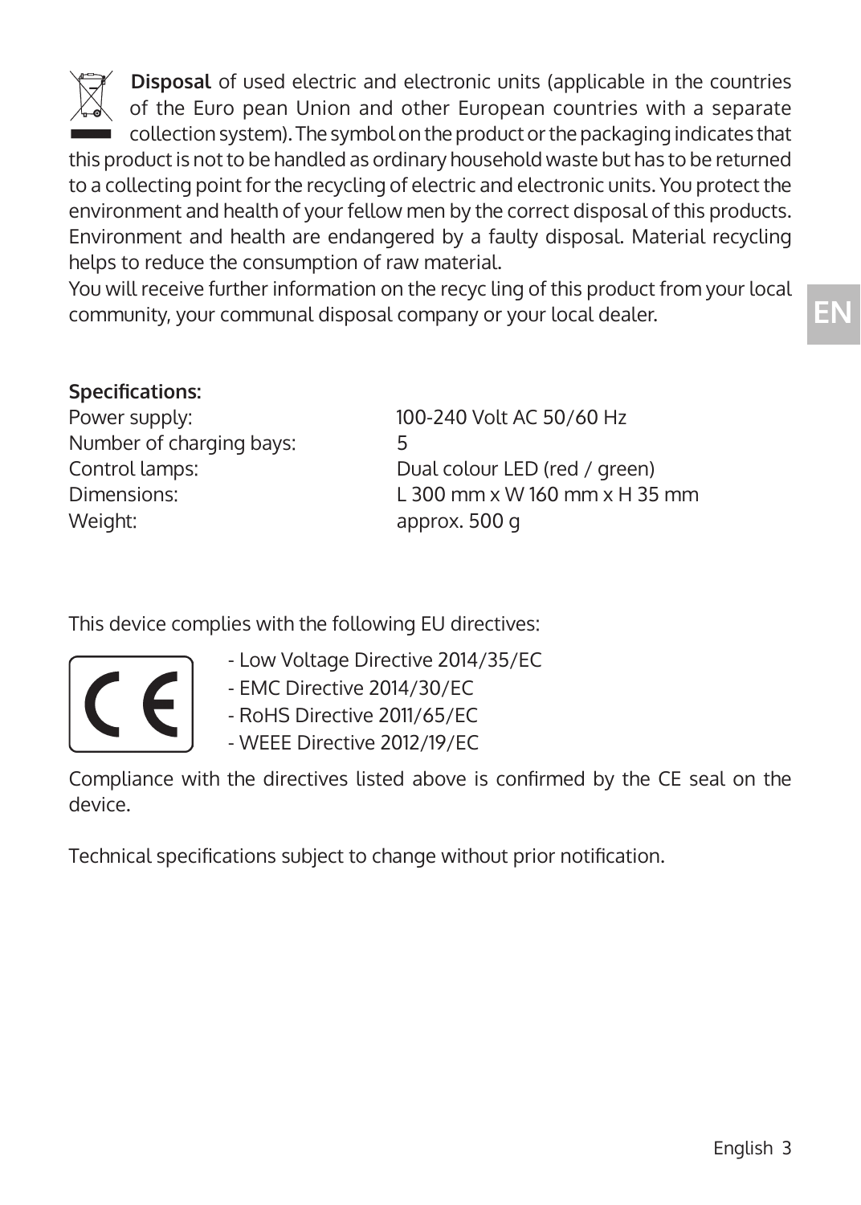**Disposal** of used electric and electronic units (applicable in the countries of the Euro pean Union and other European countries with a separate collection system). The symbol on the product or the packaging indicates that this product is not to be handled as ordinary household waste but has to be returned to a collecting point for the recycling of electric and electronic units. You protect the environment and health of your fellow men by the correct disposal of this products. Environment and health are endangered by a faulty disposal. Material recycling helps to reduce the consumption of raw material.
You will receive further information on the recyc ling of this product from your local community, your communal disposal company or your local dealer.

**Specifications:**

| | |
|---|---|
| Power supply: | 100-240 Volt AC 50/60 Hz |
| Number of charging bays: | 5 |
| Control lamps: | Dual colour LED (red / green) |
| Dimensions: | L 300 mm x W 160 mm x H 35 mm |
| Weight: | approx. 500 g |

This device complies with the following EU directives:

- Low Voltage Directive 2014/35/EC
- EMC Directive 2014/30/EC
- RoHS Directive 2011/65/EC
- WEEE Directive 2012/19/EC

Compliance with the directives listed above is confirmed by the CE seal on the device.

Technical specifications subject to change without prior notification.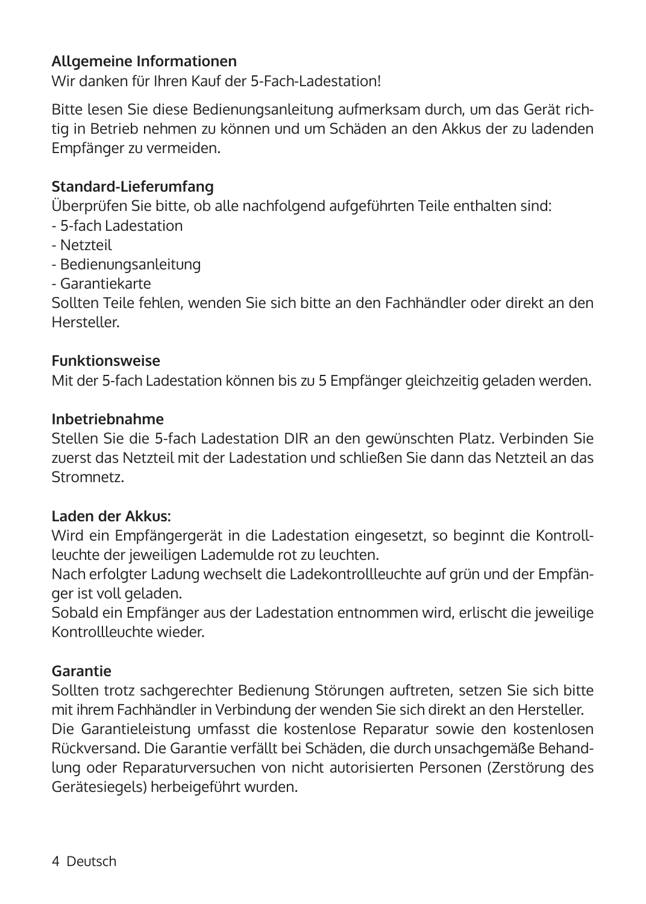## Allgemeine Informationen

Wir danken für Ihren Kauf der 5-Fach-Ladestation!

Bitte lesen Sie diese Bedienungsanleitung aufmerksam durch, um das Gerät richtig in Betrieb nehmen zu können und um Schäden an den Akkus der zu ladenden Empfänger zu vermeiden.

## Standard-Lieferumfang

Überprüfen Sie bitte, ob alle nachfolgend aufgeführten Teile enthalten sind:

- 5-fach Ladestation
- Netzteil
- Bedienungsanleitung
- Garantiekarte

Sollten Teile fehlen, wenden Sie sich bitte an den Fachhändler oder direkt an den Hersteller.

## Funktionsweise

Mit der 5-fach Ladestation können bis zu 5 Empfänger gleichzeitig geladen werden.

## Inbetriebnahme

Stellen Sie die 5-fach Ladestation DIR an den gewünschten Platz. Verbinden Sie zuerst das Netzteil mit der Ladestation und schließen Sie dann das Netzteil an das Stromnetz.

## Laden der Akkus:

Wird ein Empfängergerät in die Ladestation eingesetzt, so beginnt die Kontrollleuchte der jeweiligen Lademulde rot zu leuchten.

Nach erfolgter Ladung wechselt die Ladekontrollleuchte auf grün und der Empfänger ist voll geladen.

Sobald ein Empfänger aus der Ladestation entnommen wird, erlischt die jeweilige Kontrollleuchte wieder.

## Garantie

Sollten trotz sachgerechter Bedienung Störungen auftreten, setzen Sie sich bitte mit ihrem Fachhändler in Verbindung der wenden Sie sich direkt an den Hersteller.

Die Garantieleistung umfasst die kostenlose Reparatur sowie den kostenlosen Rückversand. Die Garantie verfällt bei Schäden, die durch unsachgemäße Behandlung oder Reparaturversuchen von nicht autorisierten Personen (Zerstörung des Gerätesiegels) herbeigeführt wurden.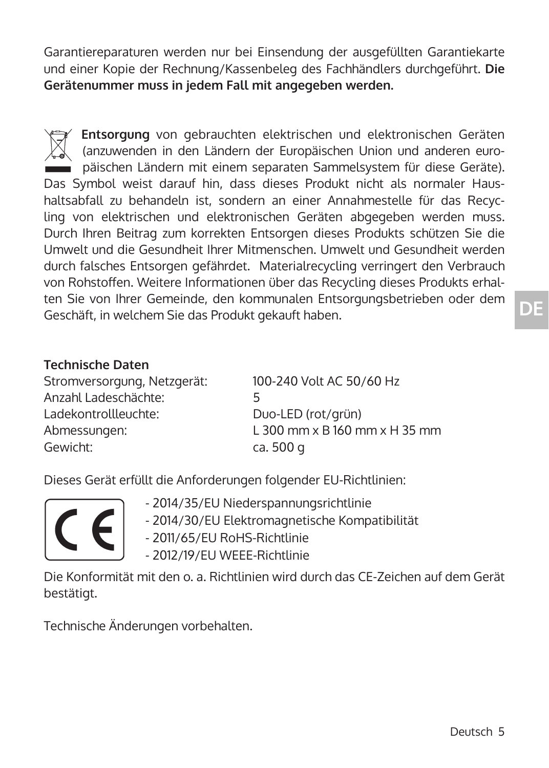Garantiereparaturen werden nur bei Einsendung der ausgefüllten Garantiekarte und einer Kopie der Rechnung/Kassenbeleg des Fachhändlers durchgeführt. **Die Gerätenummer muss in jedem Fall mit angegeben werden.**

**Entsorgung** von gebrauchten elektrischen und elektronischen Geräten (anzuwenden in den Ländern der Europäischen Union und anderen europäischen Ländern mit einem separaten Sammelsystem für diese Geräte). Das Symbol weist darauf hin, dass dieses Produkt nicht als normaler Haushaltsabfall zu behandeln ist, sondern an einer Annahmestelle für das Recycling von elektrischen und elektronischen Geräten abgegeben werden muss. Durch Ihren Beitrag zum korrekten Entsorgen dieses Produkts schützen Sie die Umwelt und die Gesundheit Ihrer Mitmenschen. Umwelt und Gesundheit werden durch falsches Entsorgen gefährdet. Materialrecycling verringert den Verbrauch von Rohstoffen. Weitere Informationen über das Recycling dieses Produkts erhalten Sie von Ihrer Gemeinde, den kommunalen Entsorgungsbetrieben oder dem Geschäft, in welchem Sie das Produkt gekauft haben.

**Technische Daten**

| | |
|---|---|
| Stromversorgung, Netzgerät: | 100-240 Volt AC 50/60 Hz |
| Anzahl Ladeschächte: | 5 |
| Ladekontrollleuchte: | Duo-LED (rot/grün) |
| Abmessungen: | L 300 mm x B 160 mm x H 35 mm |
| Gewicht: | ca. 500 g |

Dieses Gerät erfüllt die Anforderungen folgender EU-Richtlinien:

- 2014/35/EU Niederspannungsrichtlinie
- 2014/30/EU Elektromagnetische Kompatibilität
- 2011/65/EU RoHS-Richtlinie
- 2012/19/EU WEEE-Richtlinie

Die Konformität mit den o. a. Richtlinien wird durch das CE-Zeichen auf dem Gerät bestätigt.

Technische Änderungen vorbehalten.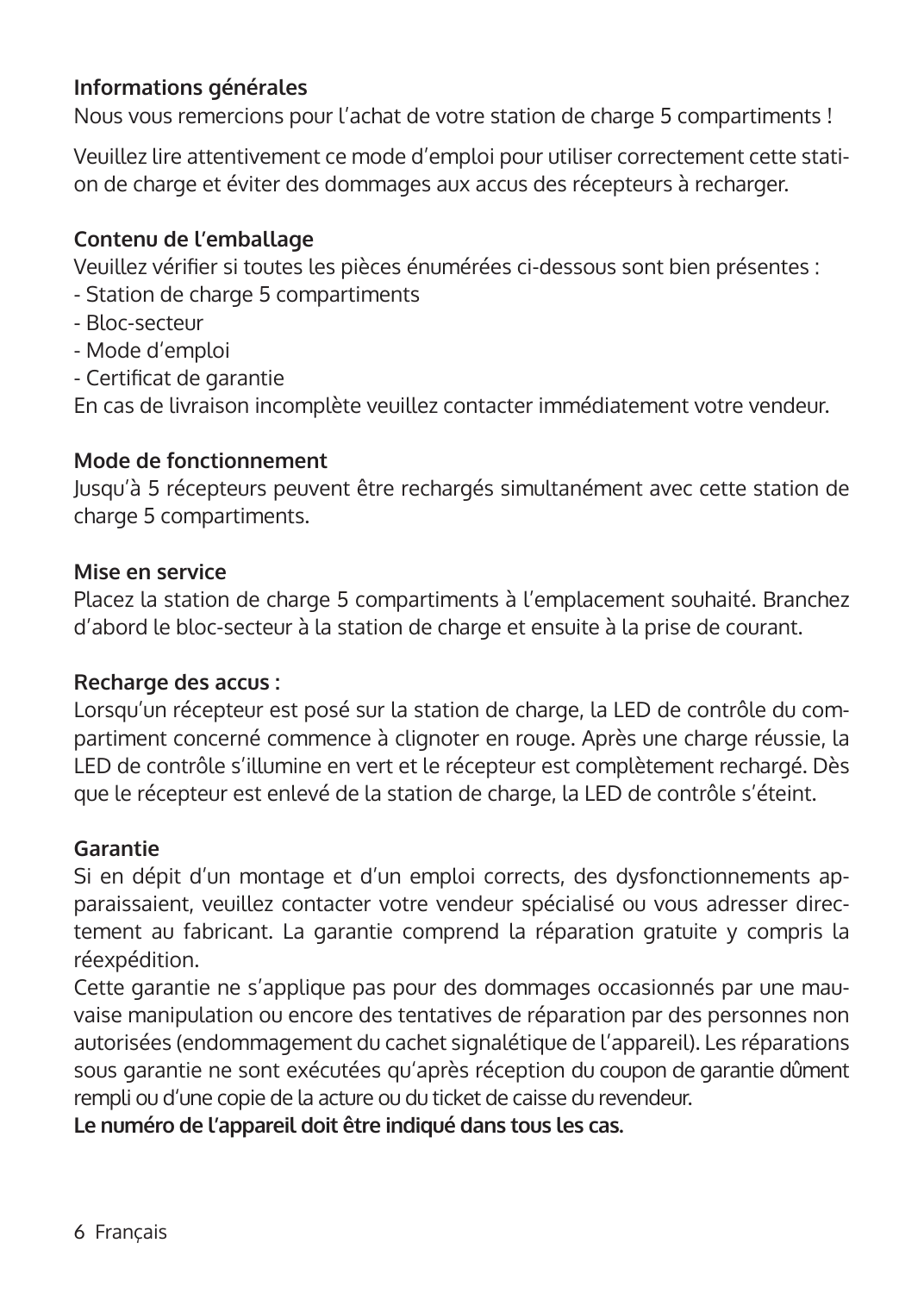## Informations générales

Nous vous remercions pour l'achat de votre station de charge 5 compartiments !

Veuillez lire attentivement ce mode d'emploi pour utiliser correctement cette station de charge et éviter des dommages aux accus des récepteurs à recharger.

## Contenu de l'emballage

Veuillez vérifier si toutes les pièces énumérées ci-dessous sont bien présentes :

- Station de charge 5 compartiments
- Bloc-secteur
- Mode d'emploi
- Certificat de garantie

En cas de livraison incomplète veuillez contacter immédiatement votre vendeur.

## Mode de fonctionnement

Jusqu'à 5 récepteurs peuvent être rechargés simultanément avec cette station de charge 5 compartiments.

## Mise en service

Placez la station de charge 5 compartiments à l'emplacement souhaité. Branchez d'abord le bloc-secteur à la station de charge et ensuite à la prise de courant.

## Recharge des accus :

Lorsqu'un récepteur est posé sur la station de charge, la LED de contrôle du compartiment concerné commence à clignoter en rouge. Après une charge réussie, la LED de contrôle s'illumine en vert et le récepteur est complètement rechargé. Dès que le récepteur est enlevé de la station de charge, la LED de contrôle s'éteint.

## Garantie

Si en dépit d'un montage et d'un emploi corrects, des dysfonctionnements apparaissaient, veuillez contacter votre vendeur spécialisé ou vous adresser directement au fabricant. La garantie comprend la réparation gratuite y compris la réexpédition.

Cette garantie ne s'applique pas pour des dommages occasionnés par une mauvaise manipulation ou encore des tentatives de réparation par des personnes non autorisées (endommagement du cachet signalétique de l'appareil). Les réparations sous garantie ne sont exécutées qu'après réception du coupon de garantie dûment rempli ou d'une copie de la acture ou du ticket de caisse du revendeur.

**Le numéro de l'appareil doit être indiqué dans tous les cas.**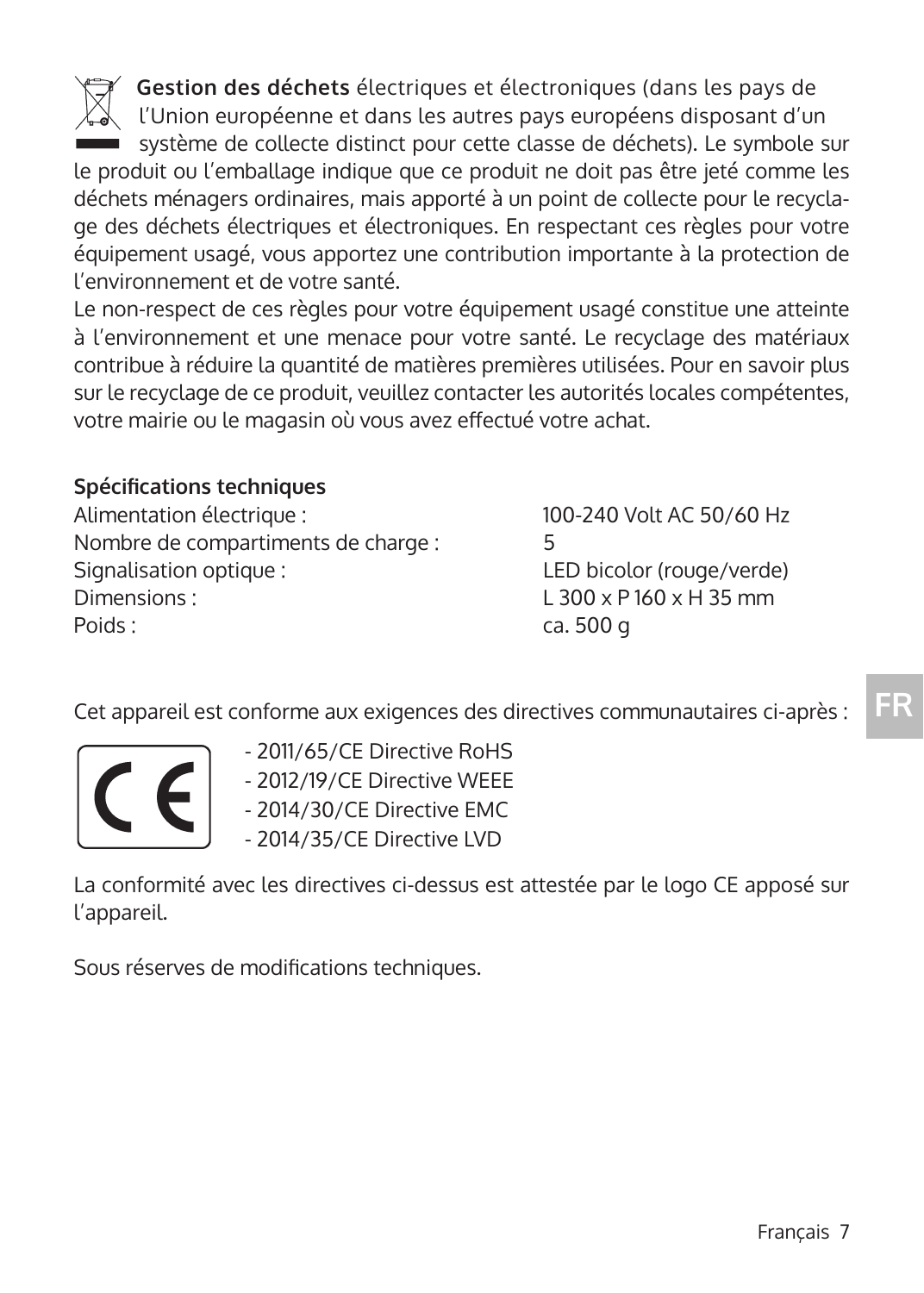**Gestion des déchets** électriques et électroniques (dans les pays de l'Union européenne et dans les autres pays européens disposant d'un système de collecte distinct pour cette classe de déchets). Le symbole sur le produit ou l'emballage indique que ce produit ne doit pas être jeté comme les déchets ménagers ordinaires, mais apporté à un point de collecte pour le recyclage des déchets électriques et électroniques. En respectant ces règles pour votre équipement usagé, vous apportez une contribution importante à la protection de l'environnement et de votre santé.
Le non-respect de ces règles pour votre équipement usagé constitue une atteinte à l'environnement et une menace pour votre santé. Le recyclage des matériaux contribue à réduire la quantité de matières premières utilisées. Pour en savoir plus sur le recyclage de ce produit, veuillez contacter les autorités locales compétentes, votre mairie ou le magasin où vous avez effectué votre achat.

**Spécifications techniques**

| | |
|---|---|
| Alimentation électrique : | 100-240 Volt AC 50/60 Hz |
| Nombre de compartiments de charge : | 5 |
| Signalisation optique : | LED bicolor (rouge/verde) |
| Dimensions : | L 300 x P 160 x H 35 mm |
| Poids : | ca. 500 g |

Cet appareil est conforme aux exigences des directives communautaires ci-après :

- 2011/65/CE Directive RoHS
- 2012/19/CE Directive WEEE
- 2014/30/CE Directive EMC
- 2014/35/CE Directive LVD

La conformité avec les directives ci-dessus est attestée par le logo CE apposé sur l'appareil.

Sous réserves de modifications techniques.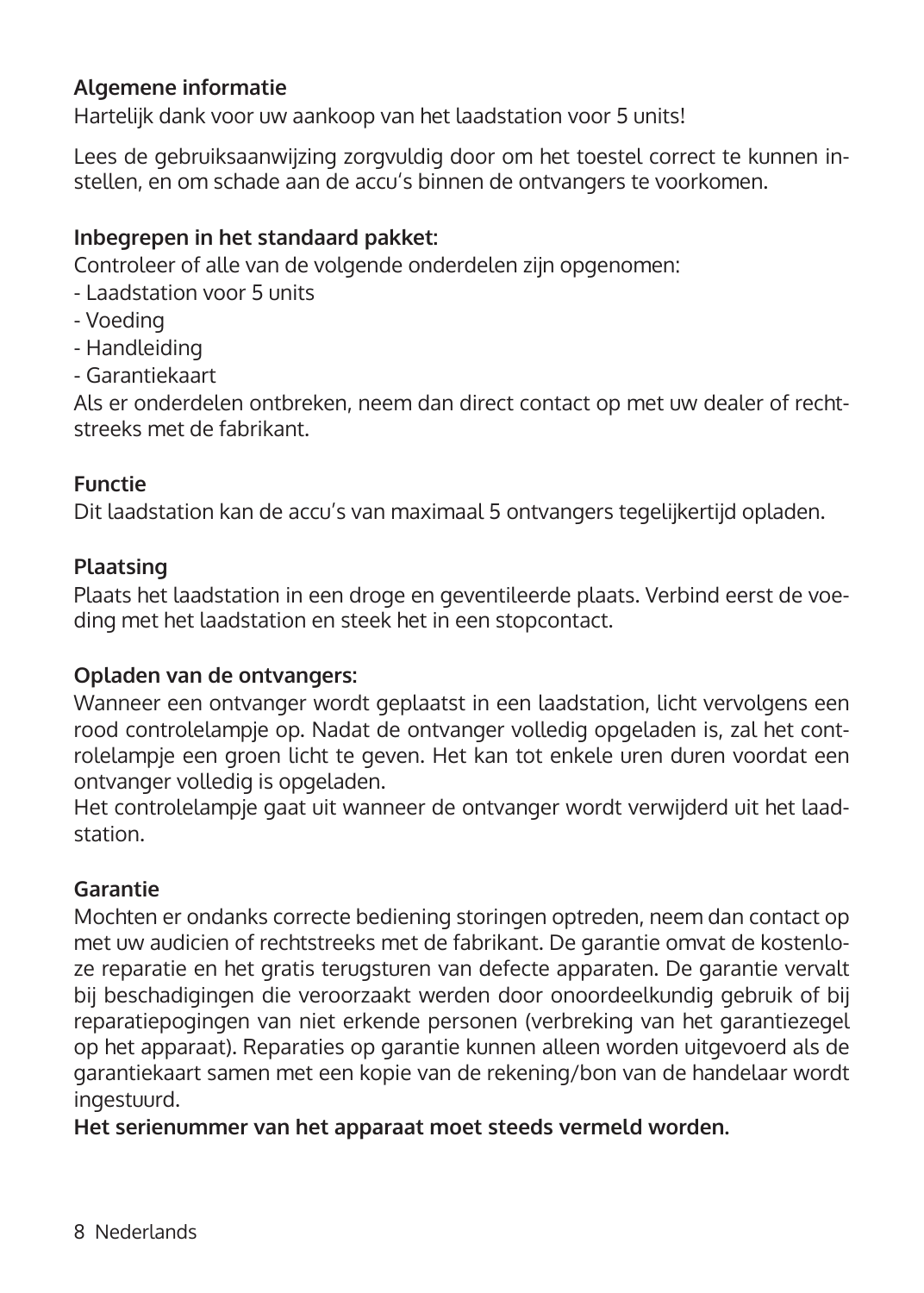## Algemene informatie

Hartelijk dank voor uw aankoop van het laadstation voor 5 units!

Lees de gebruiksaanwijzing zorgvuldig door om het toestel correct te kunnen instellen, en om schade aan de accu's binnen de ontvangers te voorkomen.

## Inbegrepen in het standaard pakket:

Controleer of alle van de volgende onderdelen zijn opgenomen:

- Laadstation voor 5 units
- Voeding
- Handleiding
- Garantiekaart

Als er onderdelen ontbreken, neem dan direct contact op met uw dealer of rechtstreeks met de fabrikant.

## Functie

Dit laadstation kan de accu's van maximaal 5 ontvangers tegelijkertijd opladen.

## Plaatsing

Plaats het laadstation in een droge en geventileerde plaats. Verbind eerst de voeding met het laadstation en steek het in een stopcontact.

## Opladen van de ontvangers:

Wanneer een ontvanger wordt geplaatst in een laadstation, licht vervolgens een rood controlelampje op. Nadat de ontvanger volledig opgeladen is, zal het controlelampje een groen licht te geven. Het kan tot enkele uren duren voordat een ontvanger volledig is opgeladen.

Het controlelampje gaat uit wanneer de ontvanger wordt verwijderd uit het laadstation.

## Garantie

Mochten er ondanks correcte bediening storingen optreden, neem dan contact op met uw audicien of rechtstreeks met de fabrikant. De garantie omvat de kostenloze reparatie en het gratis terugsturen van defecte apparaten. De garantie vervalt bij beschadigingen die veroorzaakt werden door onoordeelkundig gebruik of bij reparatiepogingen van niet erkende personen (verbreking van het garantiezegel op het apparaat). Reparaties op garantie kunnen alleen worden uitgevoerd als de garantiekaart samen met een kopie van de rekening/bon van de handelaar wordt ingestuurd.

**Het serienummer van het apparaat moet steeds vermeld worden.**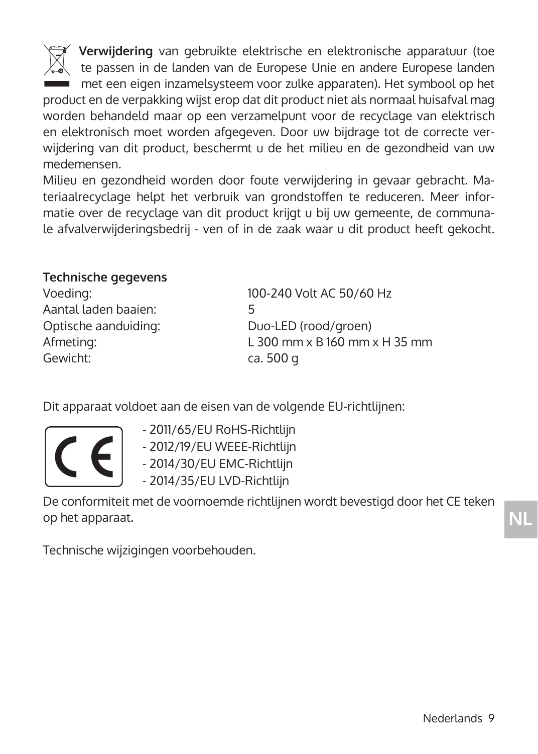**Verwijdering** van gebruikte elektrische en elektronische apparatuur (toe te passen in de landen van de Europese Unie en andere Europese landen met een eigen inzamelsysteem voor zulke apparaten). Het symbool op het product en de verpakking wijst erop dat dit product niet als normaal huisafval mag worden behandeld maar op een verzamelpunt voor de recyclage van elektrisch en elektronisch moet worden afgegeven. Door uw bijdrage tot de correcte verwijdering van dit product, beschermt u de het milieu en de gezondheid van uw medemensen.
Milieu en gezondheid worden door foute verwijdering in gevaar gebracht. Materiaalrecyclage helpt het verbruik van grondstoffen te reduceren. Meer informatie over de recyclage van dit product krijgt u bij uw gemeente, de communale afvalverwijderingsbedrij - ven of in de zaak waar u dit product heeft gekocht.

**Technische gegevens**

| | |
|---|---|
| Voeding: | 100-240 Volt AC 50/60 Hz |
| Aantal laden baaien: | 5 |
| Optische aanduiding: | Duo-LED (rood/groen) |
| Afmeting: | L 300 mm x B 160 mm x H 35 mm |
| Gewicht: | ca. 500 g |

Dit apparaat voldoet aan de eisen van de volgende EU-richtlijnen:

- 2011/65/EU RoHS-Richtlijn
- 2012/19/EU WEEE-Richtlijn
- 2014/30/EU EMC-Richtlijn
- 2014/35/EU LVD-Richtlijn

De conformiteit met de voornoemde richtlijnen wordt bevestigd door het CE teken op het apparaat.

Technische wijzigingen voorbehouden.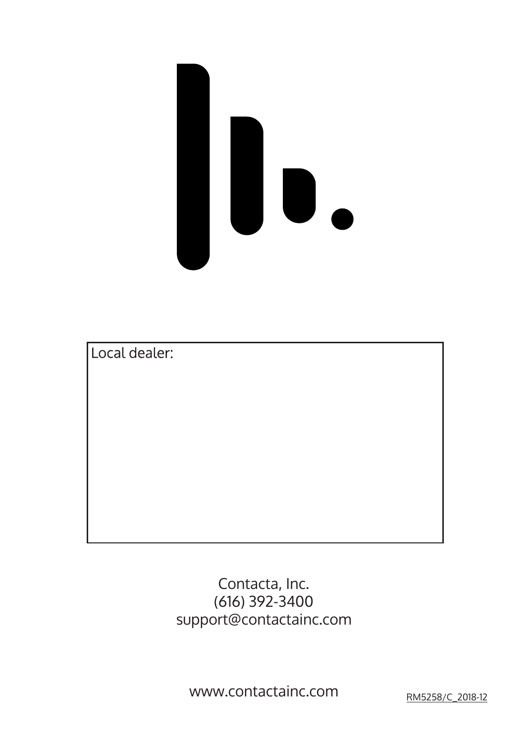Local dealer:

Contacta, Inc.
(616) 392-3400
support@contactainc.com

www.contactainc.com

RM5258/C_2018-12